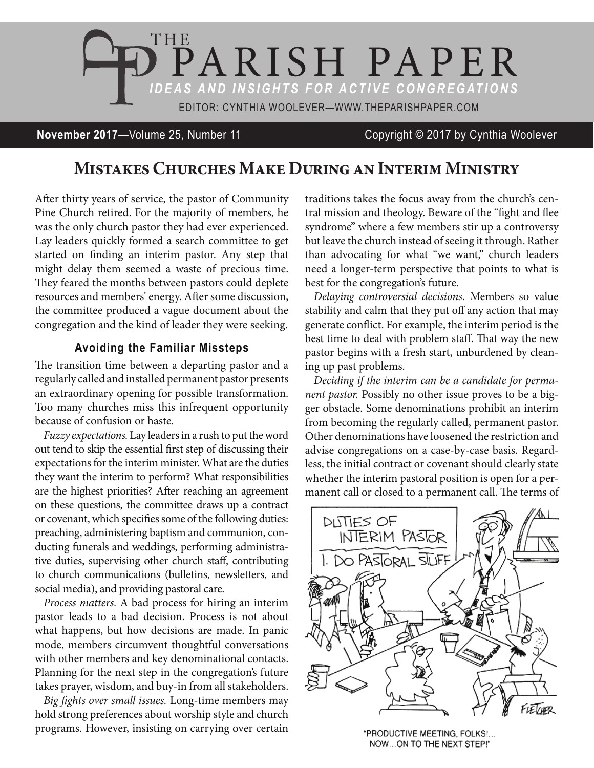# THE PARISH PAPER

*IDEAS AND INSIGHTS FOR ACTIVE CONGREGATIONS*

EDITOR: CYNTHIA WOOLEVER—WWW.THEPARISHPAPER.COM

**November 2017**—Volume 25, Number 11 Copyright © 2017 by Cynthia Woolever

## Mistakes Churches Make During an Interim Ministry

After thirty years of service, the pastor of Community Pine Church retired. For the majority of members, he was the only church pastor they had ever experienced. Lay leaders quickly formed a search committee to get started on finding an interim pastor. Any step that might delay them seemed a waste of precious time. They feared the months between pastors could deplete resources and members' energy. After some discussion, the committee produced a vague document about the congregation and the kind of leader they were seeking.

### Avoiding the Familiar Missteps

The transition time between a departing pastor and a regularly called and installed permanent pastor presents an extraordinary opening for possible transformation. Too many churches miss this infrequent opportunity because of confusion or haste.

*Fuzzy expectations.* Lay leaders in a rush to put the word out tend to skip the essential first step of discussing their expectations for the interim minister. What are the duties they want the interim to perform? What responsibilities are the highest priorities? After reaching an agreement on these questions, the committee draws up a contract or covenant, which specifies some of the following duties: preaching, administering baptism and communion, conducting funerals and weddings, performing administrative duties, supervising other church staff, contributing to church communications (bulletins, newsletters, and social media), and providing pastoral care.

*Process matters.* A bad process for hiring an interim pastor leads to a bad decision. Process is not about what happens, but how decisions are made. In panic mode, members circumvent thoughtful conversations with other members and key denominational contacts. Planning for the next step in the congregation's future takes prayer, wisdom, and buy-in from all stakeholders.

*Big fights over small issues.* Long-time members may hold strong preferences about worship style and church programs. However, insisting on carrying over certain traditions takes the focus away from the church's central mission and theology. Beware of the "fight and flee syndrome" where a few members stir up a controversy but leave the church instead of seeing it through. Rather than advocating for what "we want," church leaders need a longer-term perspective that points to what is best for the congregation's future.

*Delaying controversial decisions.* Members so value stability and calm that they put off any action that may generate conflict. For example, the interim period is the best time to deal with problem staff. That way the new pastor begins with a fresh start, unburdened by cleaning up past problems.

*Deciding if the interim can be a candidate for permanent pastor.* Possibly no other issue proves to be a bigger obstacle. Some denominations prohibit an interim from becoming the regularly called, permanent pastor. Other denominations have loosened the restriction and advise congregations on a case-by-case basis. Regardless, the initial contract or covenant should clearly state whether the interim pastoral position is open for a permanent call or closed to a permanent call. The terms of

"PRODUCTIVE MEETING, FOLKS!... NOW...ON TO THE NEXT STEP!"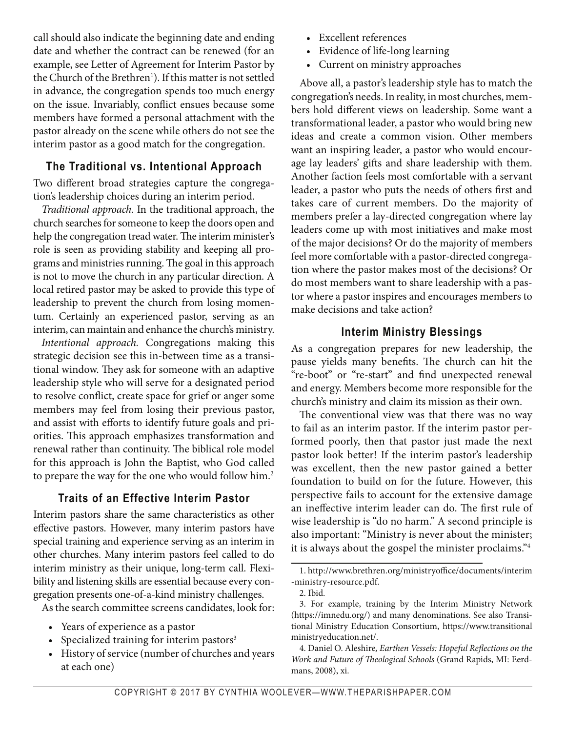call should also indicate the beginning date and ending date and whether the contract can be renewed (for an example, see Letter of Agreement for Interim Pastor by the Church of the Brethren[1]). If this matter is not settled in advance, the congregation spends too much energy on the issue. Invariably, conflict ensues because some members have formed a personal attachment with the pastor already on the scene while others do not see the interim pastor as a good match for the congregation.

## The Traditional vs. Intentional Approach

Two different broad strategies capture the congregation's leadership choices during an interim period.

*Traditional approach.* In the traditional approach, the church searches for someone to keep the doors open and help the congregation tread water. The interim minister's role is seen as providing stability and keeping all programs and ministries running. The goal in this approach is not to move the church in any particular direction. A local retired pastor may be asked to provide this type of leadership to prevent the church from losing momentum. Certainly an experienced pastor, serving as an interim, can maintain and enhance the church's ministry.

*Intentional approach.* Congregations making this strategic decision see this in-between time as a transitional window. They ask for someone with an adaptive leadership style who will serve for a designated period to resolve conflict, create space for grief or anger some members may feel from losing their previous pastor, and assist with efforts to identify future goals and priorities. This approach emphasizes transformation and renewal rather than continuity. The biblical role model for this approach is John the Baptist, who God called to prepare the way for the one who would follow him.[2]

## Traits of an Effective Interim Pastor

Interim pastors share the same characteristics as other effective pastors. However, many interim pastors have special training and experience serving as an interim in other churches. Many interim pastors feel called to do interim ministry as their unique, long-term call. Flexibility and listening skills are essential because every congregation presents one-of-a-kind ministry challenges.

As the search committee screens candidates, look for:

- Years of experience as a pastor
- Specialized training for interim pastors[3]
- History of service (number of churches and years at each one)
- Excellent references
- Evidence of life-long learning
- Current on ministry approaches

Above all, a pastor's leadership style has to match the congregation's needs. In reality, in most churches, members hold different views on leadership. Some want a transformational leader, a pastor who would bring new ideas and create a common vision. Other members want an inspiring leader, a pastor who would encourage lay leaders' gifts and share leadership with them. Another faction feels most comfortable with a servant leader, a pastor who puts the needs of others first and takes care of current members. Do the majority of members prefer a lay-directed congregation where lay leaders come up with most initiatives and make most of the major decisions? Or do the majority of members feel more comfortable with a pastor-directed congregation where the pastor makes most of the decisions? Or do most members want to share leadership with a pastor where a pastor inspires and encourages members to make decisions and take action?

## Interim Ministry Blessings

As a congregation prepares for new leadership, the pause yields many benefits. The church can hit the "re-boot" or "re-start" and find unexpected renewal and energy. Members become more responsible for the church's ministry and claim its mission as their own.

The conventional view was that there was no way to fail as an interim pastor. If the interim pastor performed poorly, then that pastor just made the next pastor look better! If the interim pastor's leadership was excellent, then the new pastor gained a better foundation to build on for the future. However, this perspective fails to account for the extensive damage an ineffective interim leader can do. The first rule of wise leadership is "do no harm." A second principle is also important: "Ministry is never about the minister; it is always about the gospel the minister proclaims."[4]

---

1. http://www.brethren.org/ministryoffice/documents/interim-ministry-resource.pdf.
2. Ibid.
3. For example, training by the Interim Ministry Network (https://imnedu.org/) and many denominations. See also Transitional Ministry Education Consortium, https://www.transitionalministryeducation.net/.
4. Daniel O. Aleshire, *Earthen Vessels: Hopeful Reflections on the Work and Future of Theological Schools* (Grand Rapids, MI: Eerdmans, 2008), xi.

COPYRIGHT © 2017 BY CYNTHIA WOOLEVER—WWW.THEPARISHPAPER.COM